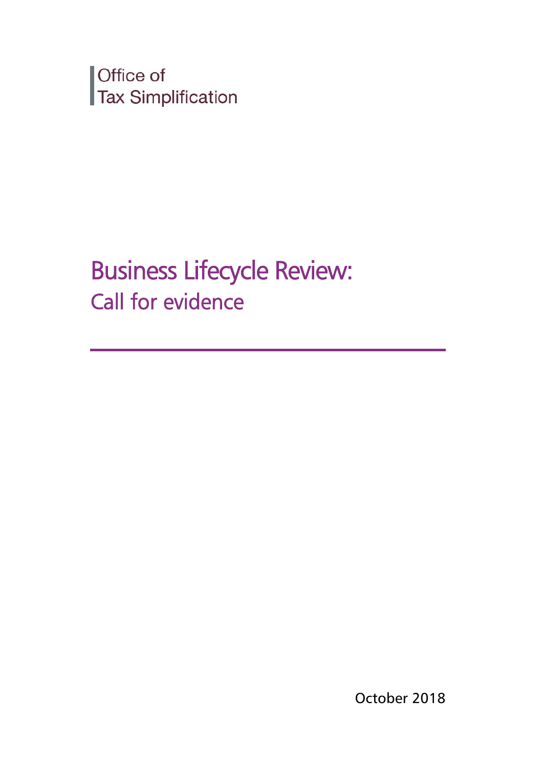Office of
Tax Simplification

# Business Lifecycle Review:

## Call for evidence

October 2018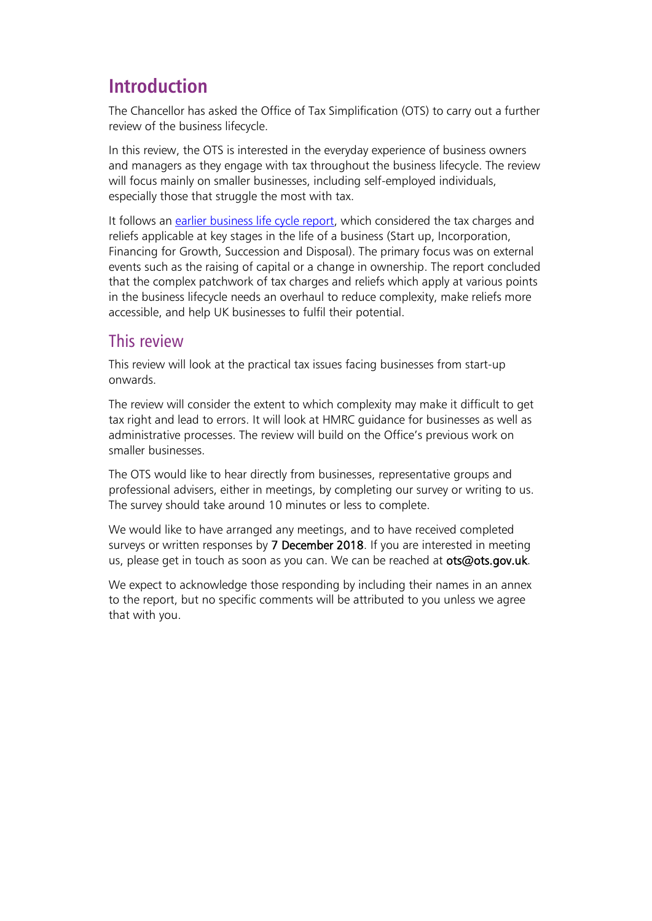# Introduction

The Chancellor has asked the Office of Tax Simplification (OTS) to carry out a further review of the business lifecycle.

In this review, the OTS is interested in the everyday experience of business owners and managers as they engage with tax throughout the business lifecycle. The review will focus mainly on smaller businesses, including self-employed individuals, especially those that struggle the most with tax.

It follows an earlier business life cycle report, which considered the tax charges and reliefs applicable at key stages in the life of a business (Start up, Incorporation, Financing for Growth, Succession and Disposal). The primary focus was on external events such as the raising of capital or a change in ownership. The report concluded that the complex patchwork of tax charges and reliefs which apply at various points in the business lifecycle needs an overhaul to reduce complexity, make reliefs more accessible, and help UK businesses to fulfil their potential.

## This review

This review will look at the practical tax issues facing businesses from start-up onwards.

The review will consider the extent to which complexity may make it difficult to get tax right and lead to errors. It will look at HMRC guidance for businesses as well as administrative processes. The review will build on the Office's previous work on smaller businesses.

The OTS would like to hear directly from businesses, representative groups and professional advisers, either in meetings, by completing our survey or writing to us. The survey should take around 10 minutes or less to complete.

We would like to have arranged any meetings, and to have received completed surveys or written responses by **7 December 2018**. If you are interested in meeting us, please get in touch as soon as you can. We can be reached at **ots@ots.gov.uk**.

We expect to acknowledge those responding by including their names in an annex to the report, but no specific comments will be attributed to you unless we agree that with you.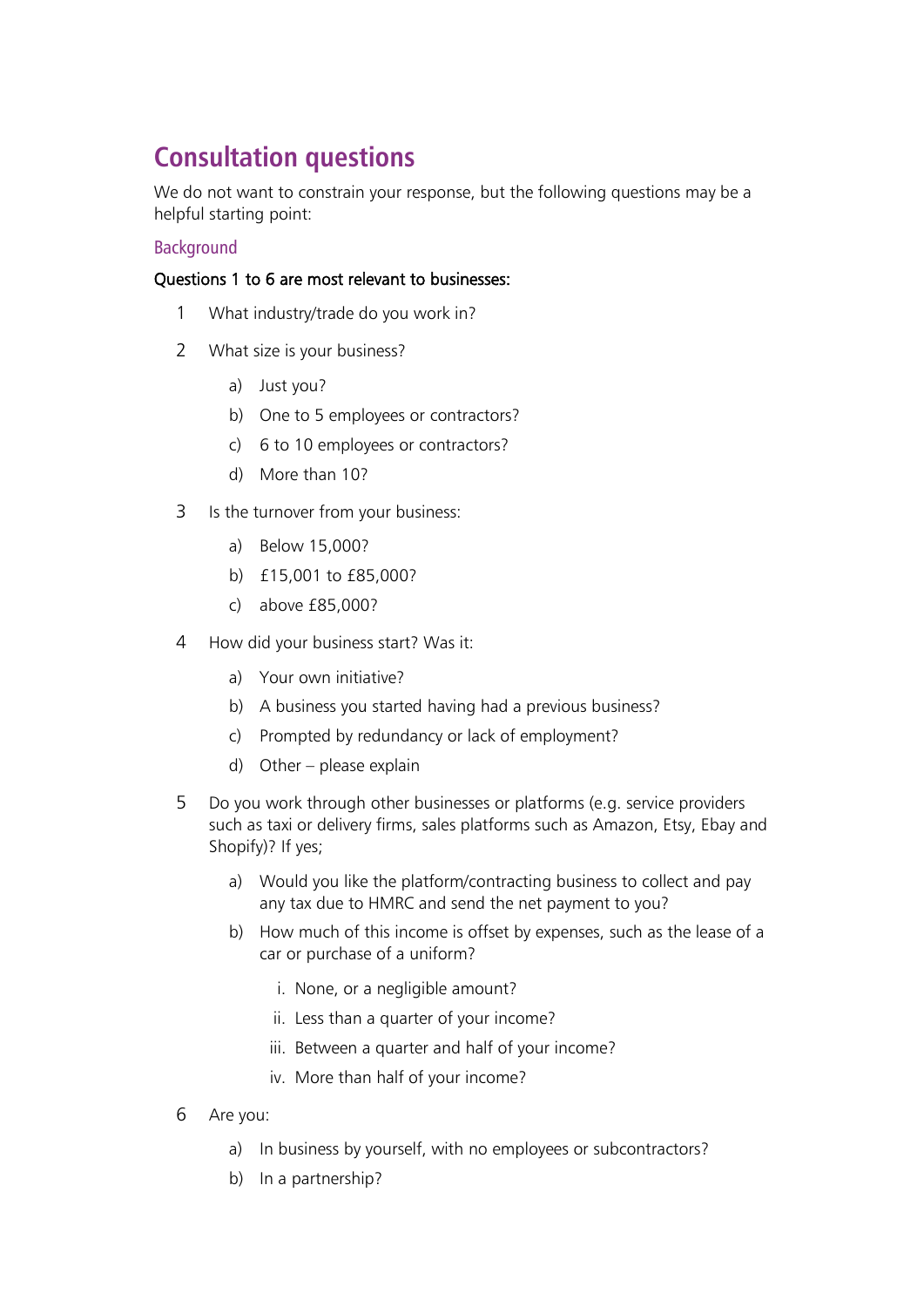# Consultation questions

We do not want to constrain your response, but the following questions may be a helpful starting point:

## Background

**Questions 1 to 6 are most relevant to businesses:**

1. What industry/trade do you work in?

2. What size is your business?

   a) Just you?

   b) One to 5 employees or contractors?

   c) 6 to 10 employees or contractors?

   d) More than 10?

3. Is the turnover from your business:

   a) Below 15,000?

   b) £15,001 to £85,000?

   c) above £85,000?

4. How did your business start? Was it:

   a) Your own initiative?

   b) A business you started having had a previous business?

   c) Prompted by redundancy or lack of employment?

   d) Other – please explain

5. Do you work through other businesses or platforms (e.g. service providers such as taxi or delivery firms, sales platforms such as Amazon, Etsy, Ebay and Shopify)? If yes;

   a) Would you like the platform/contracting business to collect and pay any tax due to HMRC and send the net payment to you?

   b) How much of this income is offset by expenses, such as the lease of a car or purchase of a uniform?

      i. None, or a negligible amount?

      ii. Less than a quarter of your income?

      iii. Between a quarter and half of your income?

      iv. More than half of your income?

6. Are you:

   a) In business by yourself, with no employees or subcontractors?

   b) In a partnership?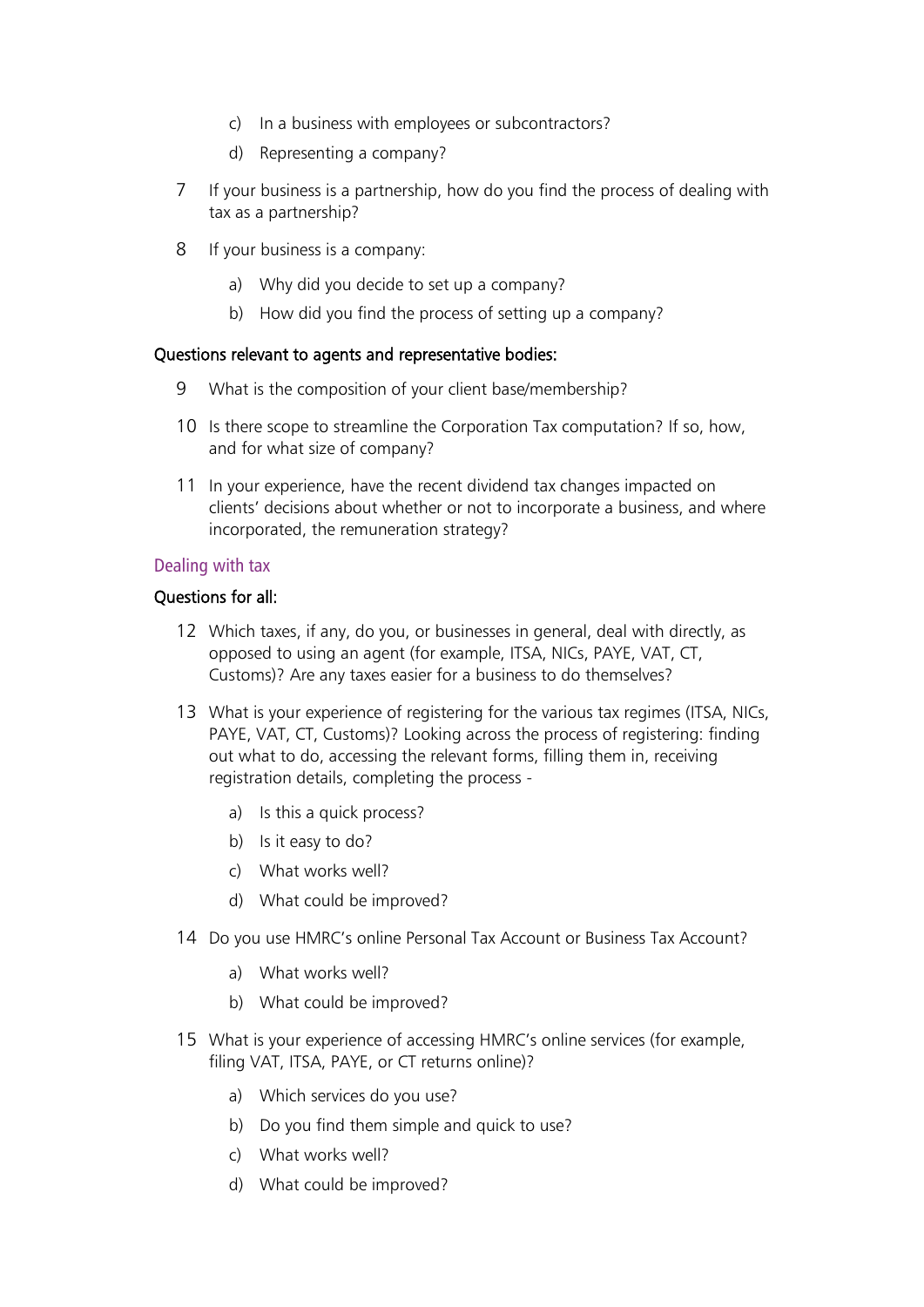c) In a business with employees or subcontractors?

   d) Representing a company?

7. If your business is a partnership, how do you find the process of dealing with tax as a partnership?

8. If your business is a company:

   a) Why did you decide to set up a company?

   b) How did you find the process of setting up a company?

**Questions relevant to agents and representative bodies:**

9. What is the composition of your client base/membership?

10. Is there scope to streamline the Corporation Tax computation? If so, how, and for what size of company?

11. In your experience, have the recent dividend tax changes impacted on clients' decisions about whether or not to incorporate a business, and where incorporated, the remuneration strategy?

## Dealing with tax

**Questions for all:**

12. Which taxes, if any, do you, or businesses in general, deal with directly, as opposed to using an agent (for example, ITSA, NICs, PAYE, VAT, CT, Customs)? Are any taxes easier for a business to do themselves?

13. What is your experience of registering for the various tax regimes (ITSA, NICs, PAYE, VAT, CT, Customs)? Looking across the process of registering: finding out what to do, accessing the relevant forms, filling them in, receiving registration details, completing the process -

    a) Is this a quick process?

    b) Is it easy to do?

    c) What works well?

    d) What could be improved?

14. Do you use HMRC's online Personal Tax Account or Business Tax Account?

    a) What works well?

    b) What could be improved?

15. What is your experience of accessing HMRC's online services (for example, filing VAT, ITSA, PAYE, or CT returns online)?

    a) Which services do you use?

    b) Do you find them simple and quick to use?

    c) What works well?

    d) What could be improved?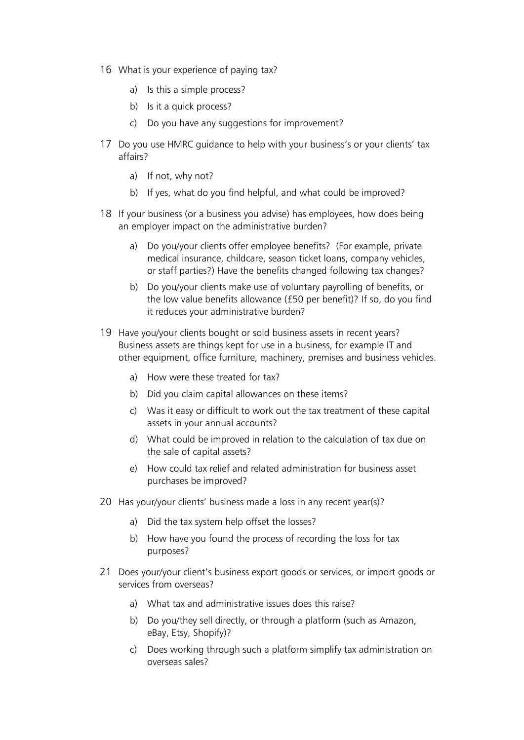16 What is your experience of paying tax?

   a) Is this a simple process?

   b) Is it a quick process?

   c) Do you have any suggestions for improvement?

17 Do you use HMRC guidance to help with your business's or your clients' tax affairs?

   a) If not, why not?

   b) If yes, what do you find helpful, and what could be improved?

18 If your business (or a business you advise) has employees, how does being an employer impact on the administrative burden?

   a) Do you/your clients offer employee benefits? (For example, private medical insurance, childcare, season ticket loans, company vehicles, or staff parties?) Have the benefits changed following tax changes?

   b) Do you/your clients make use of voluntary payrolling of benefits, or the low value benefits allowance (£50 per benefit)? If so, do you find it reduces your administrative burden?

19 Have you/your clients bought or sold business assets in recent years? Business assets are things kept for use in a business, for example IT and other equipment, office furniture, machinery, premises and business vehicles.

   a) How were these treated for tax?

   b) Did you claim capital allowances on these items?

   c) Was it easy or difficult to work out the tax treatment of these capital assets in your annual accounts?

   d) What could be improved in relation to the calculation of tax due on the sale of capital assets?

   e) How could tax relief and related administration for business asset purchases be improved?

20 Has your/your clients' business made a loss in any recent year(s)?

   a) Did the tax system help offset the losses?

   b) How have you found the process of recording the loss for tax purposes?

21 Does your/your client's business export goods or services, or import goods or services from overseas?

   a) What tax and administrative issues does this raise?

   b) Do you/they sell directly, or through a platform (such as Amazon, eBay, Etsy, Shopify)?

   c) Does working through such a platform simplify tax administration on overseas sales?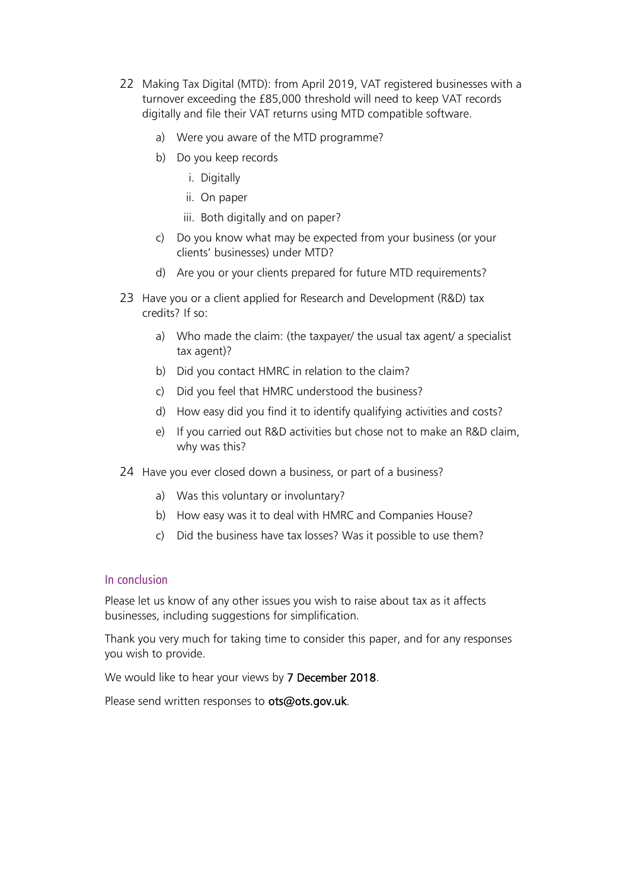22 Making Tax Digital (MTD): from April 2019, VAT registered businesses with a turnover exceeding the £85,000 threshold will need to keep VAT records digitally and file their VAT returns using MTD compatible software.

   a) Were you aware of the MTD programme?

   b) Do you keep records

      i. Digitally

      ii. On paper

      iii. Both digitally and on paper?

   c) Do you know what may be expected from your business (or your clients' businesses) under MTD?

   d) Are you or your clients prepared for future MTD requirements?

23 Have you or a client applied for Research and Development (R&D) tax credits? If so:

   a) Who made the claim: (the taxpayer/ the usual tax agent/ a specialist tax agent)?

   b) Did you contact HMRC in relation to the claim?

   c) Did you feel that HMRC understood the business?

   d) How easy did you find it to identify qualifying activities and costs?

   e) If you carried out R&D activities but chose not to make an R&D claim, why was this?

24 Have you ever closed down a business, or part of a business?

   a) Was this voluntary or involuntary?

   b) How easy was it to deal with HMRC and Companies House?

   c) Did the business have tax losses? Was it possible to use them?

## In conclusion

Please let us know of any other issues you wish to raise about tax as it affects businesses, including suggestions for simplification.

Thank you very much for taking time to consider this paper, and for any responses you wish to provide.

We would like to hear your views by **7 December 2018**.

Please send written responses to **ots@ots.gov.uk**.